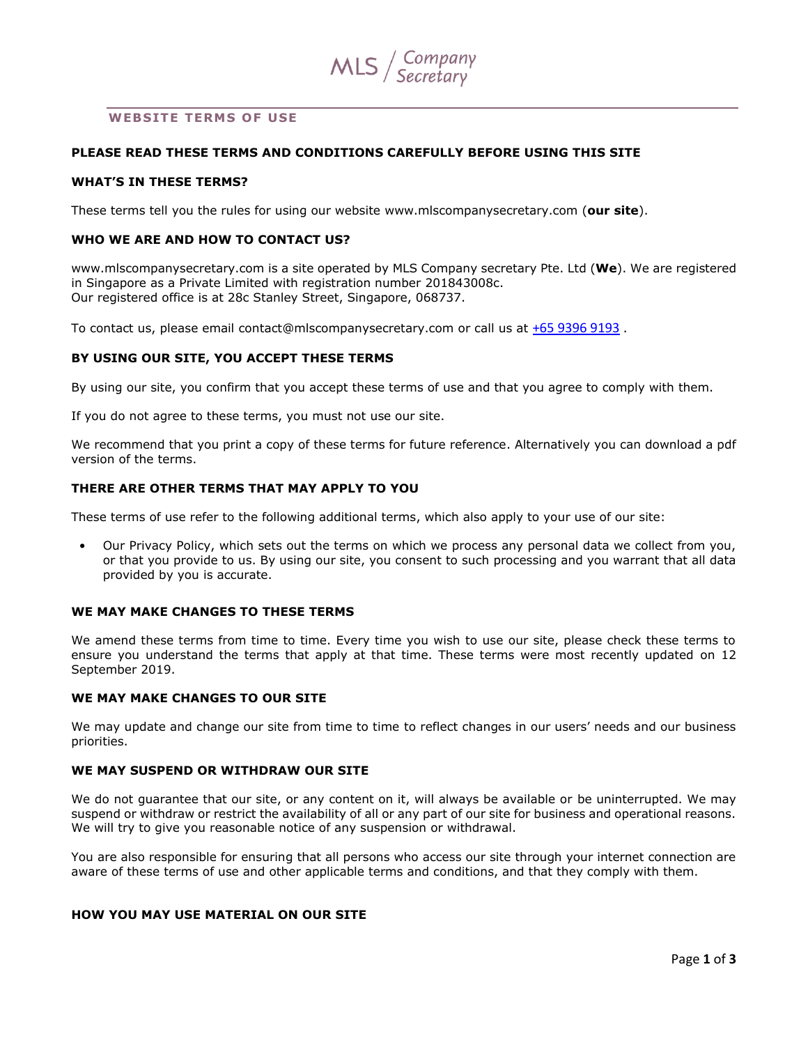MLS / Company Secretary

## WEBSITE TERMS OF USE

### PLEASE READ THESE TERMS AND CONDITIONS CAREFULLY BEFORE USING THIS SITE

### WHAT'S IN THESE TERMS?

These terms tell you the rules for using our website www.mlscompanysecretary.com (**our site**).

### WHO WE ARE AND HOW TO CONTACT US?

www.mlscompanysecretary.com is a site operated by MLS Company secretary Pte. Ltd (**We**). We are registered in Singapore as a Private Limited with registration number 201843008c.
Our registered office is at 28c Stanley Street, Singapore, 068737.

To contact us, please email contact@mlscompanysecretary.com or call us at +65 9396 9193 .

### BY USING OUR SITE, YOU ACCEPT THESE TERMS

By using our site, you confirm that you accept these terms of use and that you agree to comply with them.

If you do not agree to these terms, you must not use our site.

We recommend that you print a copy of these terms for future reference. Alternatively you can download a pdf version of the terms.

### THERE ARE OTHER TERMS THAT MAY APPLY TO YOU

These terms of use refer to the following additional terms, which also apply to your use of our site:

- Our Privacy Policy, which sets out the terms on which we process any personal data we collect from you, or that you provide to us. By using our site, you consent to such processing and you warrant that all data provided by you is accurate.

### WE MAY MAKE CHANGES TO THESE TERMS

We amend these terms from time to time. Every time you wish to use our site, please check these terms to ensure you understand the terms that apply at that time. These terms were most recently updated on 12 September 2019.

### WE MAY MAKE CHANGES TO OUR SITE

We may update and change our site from time to time to reflect changes in our users' needs and our business priorities.

### WE MAY SUSPEND OR WITHDRAW OUR SITE

We do not guarantee that our site, or any content on it, will always be available or be uninterrupted. We may suspend or withdraw or restrict the availability of all or any part of our site for business and operational reasons. We will try to give you reasonable notice of any suspension or withdrawal.

You are also responsible for ensuring that all persons who access our site through your internet connection are aware of these terms of use and other applicable terms and conditions, and that they comply with them.

### HOW YOU MAY USE MATERIAL ON OUR SITE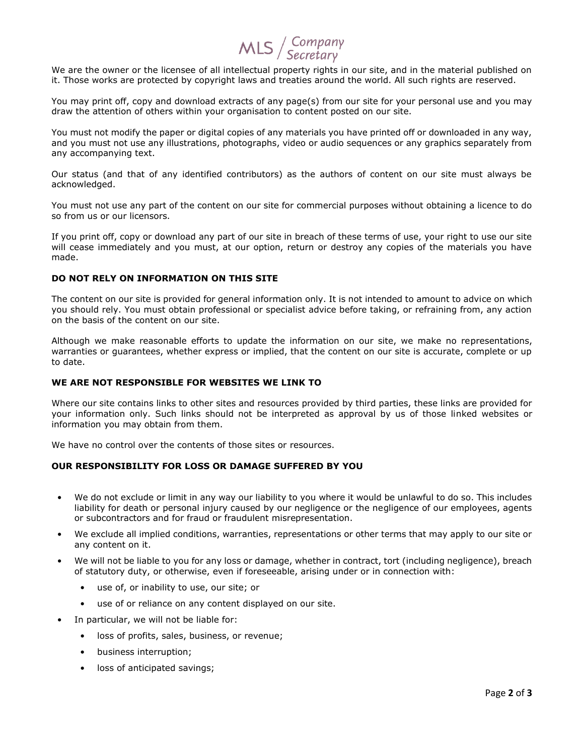We are the owner or the licensee of all intellectual property rights in our site, and in the material published on it. Those works are protected by copyright laws and treaties around the world. All such rights are reserved.

You may print off, copy and download extracts of any page(s) from our site for your personal use and you may draw the attention of others within your organisation to content posted on our site.

You must not modify the paper or digital copies of any materials you have printed off or downloaded in any way, and you must not use any illustrations, photographs, video or audio sequences or any graphics separately from any accompanying text.

Our status (and that of any identified contributors) as the authors of content on our site must always be acknowledged.

You must not use any part of the content on our site for commercial purposes without obtaining a licence to do so from us or our licensors.

If you print off, copy or download any part of our site in breach of these terms of use, your right to use our site will cease immediately and you must, at our option, return or destroy any copies of the materials you have made.

**DO NOT RELY ON INFORMATION ON THIS SITE**

The content on our site is provided for general information only. It is not intended to amount to advice on which you should rely. You must obtain professional or specialist advice before taking, or refraining from, any action on the basis of the content on our site.

Although we make reasonable efforts to update the information on our site, we make no representations, warranties or guarantees, whether express or implied, that the content on our site is accurate, complete or up to date.

**WE ARE NOT RESPONSIBLE FOR WEBSITES WE LINK TO**

Where our site contains links to other sites and resources provided by third parties, these links are provided for your information only. Such links should not be interpreted as approval by us of those linked websites or information you may obtain from them.

We have no control over the contents of those sites or resources.

**OUR RESPONSIBILITY FOR LOSS OR DAMAGE SUFFERED BY YOU**

- We do not exclude or limit in any way our liability to you where it would be unlawful to do so. This includes liability for death or personal injury caused by our negligence or the negligence of our employees, agents or subcontractors and for fraud or fraudulent misrepresentation.
- We exclude all implied conditions, warranties, representations or other terms that may apply to our site or any content on it.
- We will not be liable to you for any loss or damage, whether in contract, tort (including negligence), breach of statutory duty, or otherwise, even if foreseeable, arising under or in connection with:
  - use of, or inability to use, our site; or
  - use of or reliance on any content displayed on our site.
- In particular, we will not be liable for:
  - loss of profits, sales, business, or revenue;
  - business interruption;
  - loss of anticipated savings;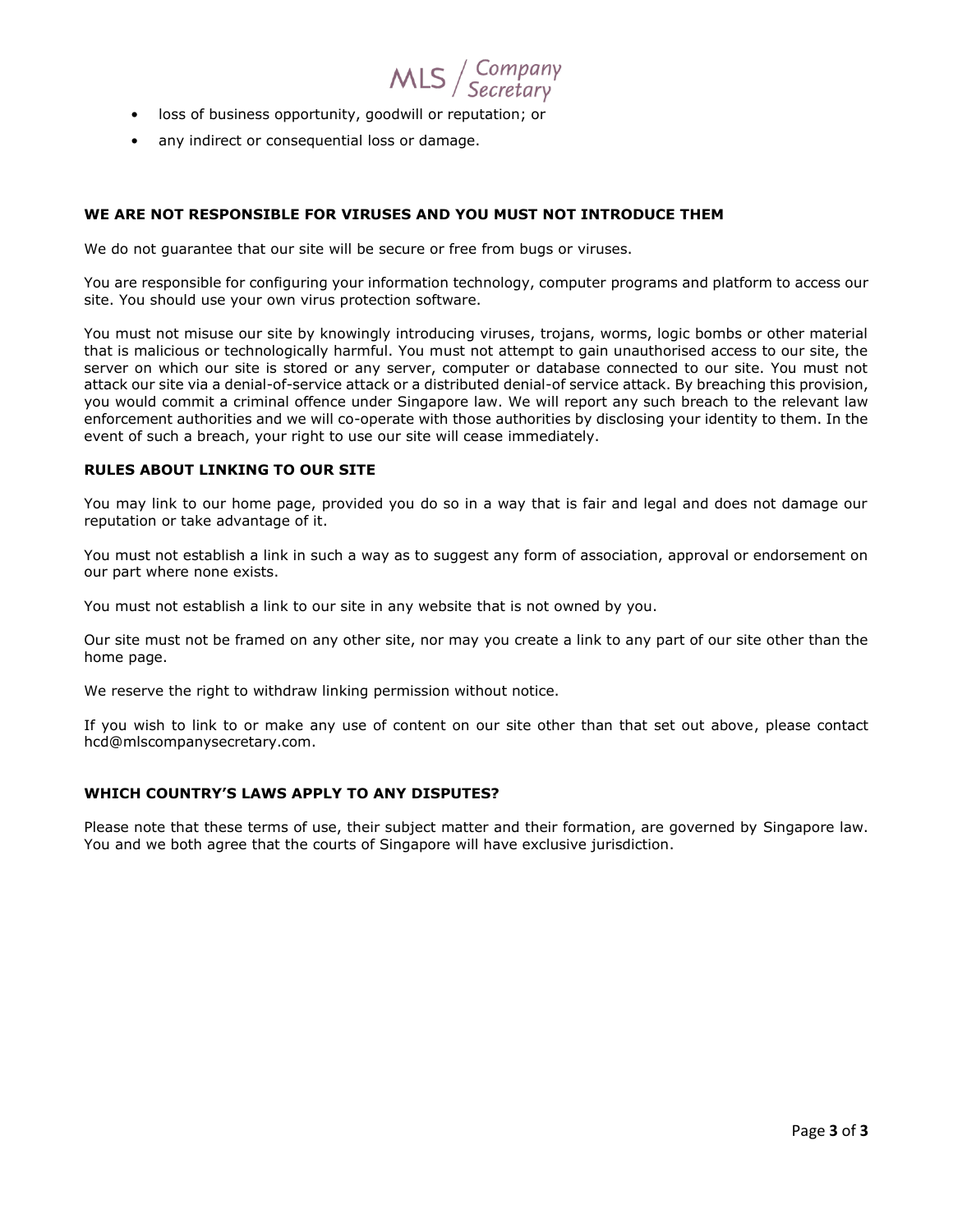- loss of business opportunity, goodwill or reputation; or
- any indirect or consequential loss or damage.

**WE ARE NOT RESPONSIBLE FOR VIRUSES AND YOU MUST NOT INTRODUCE THEM**

We do not guarantee that our site will be secure or free from bugs or viruses.

You are responsible for configuring your information technology, computer programs and platform to access our site. You should use your own virus protection software.

You must not misuse our site by knowingly introducing viruses, trojans, worms, logic bombs or other material that is malicious or technologically harmful. You must not attempt to gain unauthorised access to our site, the server on which our site is stored or any server, computer or database connected to our site. You must not attack our site via a denial-of-service attack or a distributed denial-of service attack. By breaching this provision, you would commit a criminal offence under Singapore law. We will report any such breach to the relevant law enforcement authorities and we will co-operate with those authorities by disclosing your identity to them. In the event of such a breach, your right to use our site will cease immediately.

**RULES ABOUT LINKING TO OUR SITE**

You may link to our home page, provided you do so in a way that is fair and legal and does not damage our reputation or take advantage of it.

You must not establish a link in such a way as to suggest any form of association, approval or endorsement on our part where none exists.

You must not establish a link to our site in any website that is not owned by you.

Our site must not be framed on any other site, nor may you create a link to any part of our site other than the home page.

We reserve the right to withdraw linking permission without notice.

If you wish to link to or make any use of content on our site other than that set out above, please contact hcd@mlscompanysecretary.com.

**WHICH COUNTRY'S LAWS APPLY TO ANY DISPUTES?**

Please note that these terms of use, their subject matter and their formation, are governed by Singapore law. You and we both agree that the courts of Singapore will have exclusive jurisdiction.